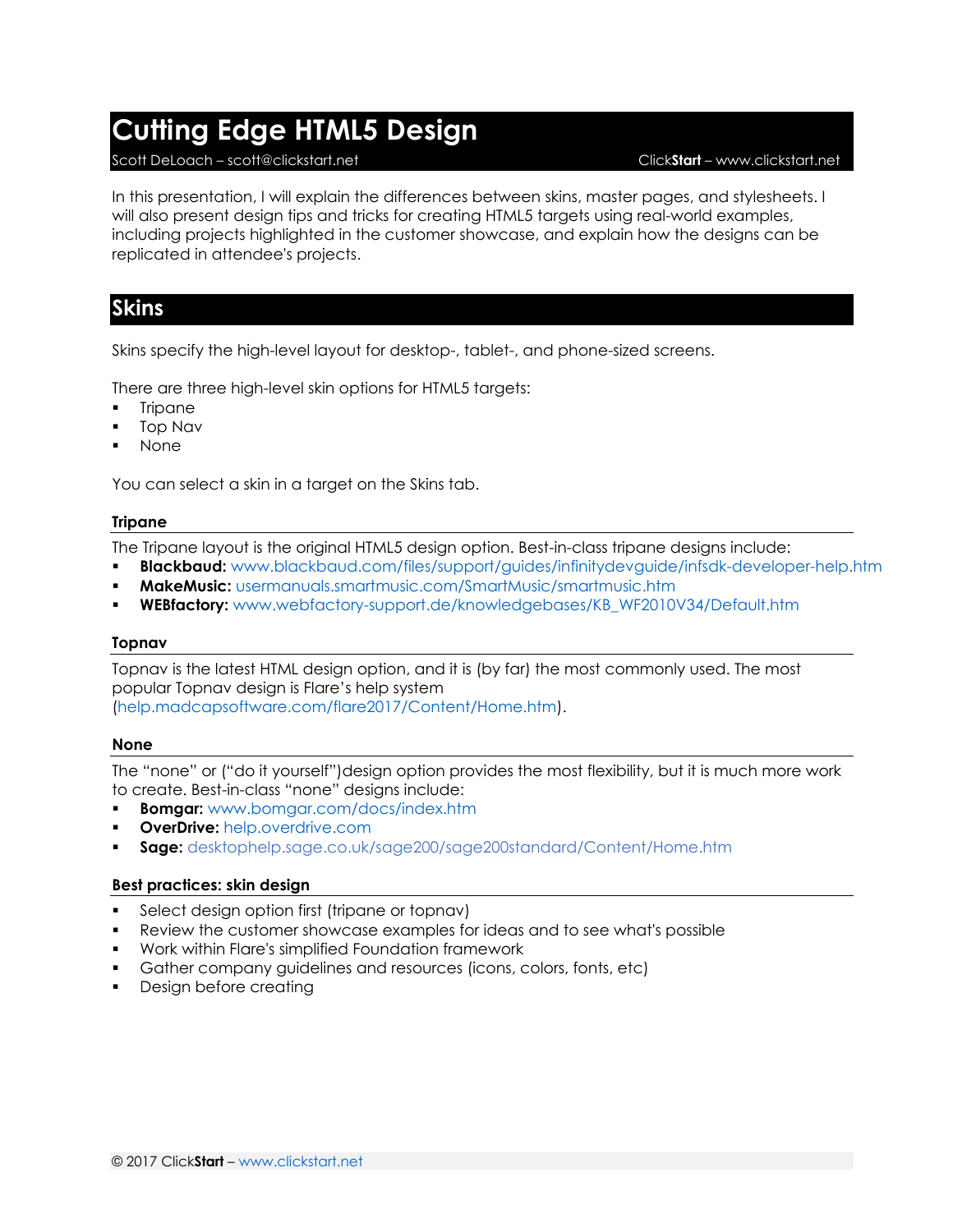# Cutting Edge HTML5 Design

Scott DeLoach – scott@clickstart.net ClickStart – www.clickstart.net

In this presentation, I will explain the differences between skins, master pages, and stylesheets. I will also present design tips and tricks for creating HTML5 targets using real-world examples, including projects highlighted in the customer showcase, and explain how the designs can be replicated in attendee's projects.

## Skins

Skins specify the high-level layout for desktop-, tablet-, and phone-sized screens.

There are three high-level skin options for HTML5 targets:

- Tripane
- Top Nav
- None

You can select a skin in a target on the Skins tab.

### Tripane

The Tripane layout is the original HTML5 design option. Best-in-class tripane designs include:

- **Blackbaud:** www.blackbaud.com/files/support/guides/infinitydevguide/infsdk-developer-help.htm
- **MakeMusic:** usermanuals.smartmusic.com/SmartMusic/smartmusic.htm
- **WEBfactory:** www.webfactory-support.de/knowledgebases/KB_WF2010V34/Default.htm

### Topnav

Topnav is the latest HTML design option, and it is (by far) the most commonly used. The most popular Topnav design is Flare's help system (help.madcapsoftware.com/flare2017/Content/Home.htm).

### None

The "none" or ("do it yourself")design option provides the most flexibility, but it is much more work to create. Best-in-class "none" designs include:

- **Bomgar:** www.bomgar.com/docs/index.htm
- **OverDrive:** help.overdrive.com
- **Sage:** desktophelp.sage.co.uk/sage200/sage200standard/Content/Home.htm

### Best practices: skin design

- Select design option first (tripane or topnav)
- Review the customer showcase examples for ideas and to see what's possible
- Work within Flare's simplified Foundation framework
- Gather company guidelines and resources (icons, colors, fonts, etc)
- Design before creating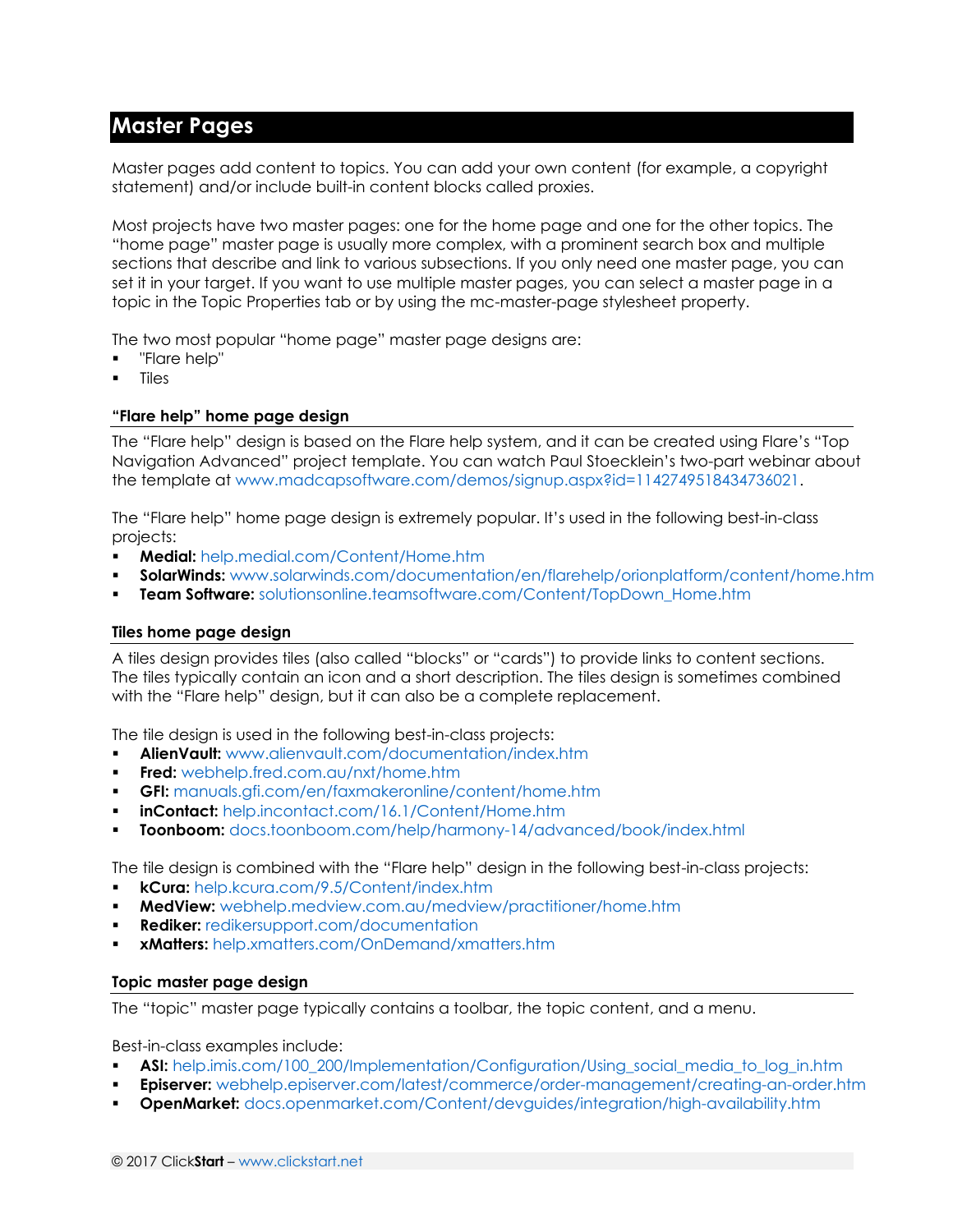# Master Pages

Master pages add content to topics. You can add your own content (for example, a copyright statement) and/or include built-in content blocks called proxies.

Most projects have two master pages: one for the home page and one for the other topics. The "home page" master page is usually more complex, with a prominent search box and multiple sections that describe and link to various subsections. If you only need one master page, you can set it in your target. If you want to use multiple master pages, you can select a master page in a topic in the Topic Properties tab or by using the mc-master-page stylesheet property.

The two most popular "home page" master page designs are:

- "Flare help"
- Tiles

### "Flare help" home page design

The "Flare help" design is based on the Flare help system, and it can be created using Flare's "Top Navigation Advanced" project template. You can watch Paul Stoecklein's two-part webinar about the template at www.madcapsoftware.com/demos/signup.aspx?id=1142749518434736021.

The "Flare help" home page design is extremely popular. It's used in the following best-in-class projects:

- **Medial:** help.medial.com/Content/Home.htm
- **SolarWinds:** www.solarwinds.com/documentation/en/flarehelp/orionplatform/content/home.htm
- **Team Software:** solutionsonline.teamsoftware.com/Content/TopDown_Home.htm

### Tiles home page design

A tiles design provides tiles (also called "blocks" or "cards") to provide links to content sections. The tiles typically contain an icon and a short description. The tiles design is sometimes combined with the "Flare help" design, but it can also be a complete replacement.

The tile design is used in the following best-in-class projects:

- **AlienVault:** www.alienvault.com/documentation/index.htm
- **Fred:** webhelp.fred.com.au/nxt/home.htm
- **GFI:** manuals.gfi.com/en/faxmakeronline/content/home.htm
- **inContact:** help.incontact.com/16.1/Content/Home.htm
- **Toonboom:** docs.toonboom.com/help/harmony-14/advanced/book/index.html

The tile design is combined with the "Flare help" design in the following best-in-class projects:

- **kCura:** help.kcura.com/9.5/Content/index.htm
- **MedView:** webhelp.medview.com.au/medview/practitioner/home.htm
- **Rediker:** redikersupport.com/documentation
- **xMatters:** help.xmatters.com/OnDemand/xmatters.htm

### Topic master page design

The "topic" master page typically contains a toolbar, the topic content, and a menu.

Best-in-class examples include:

- **ASI:** help.imis.com/100_200/Implementation/Configuration/Using_social_media_to_log_in.htm
- **Episerver:** webhelp.episerver.com/latest/commerce/order-management/creating-an-order.htm
- **OpenMarket:** docs.openmarket.com/Content/devguides/integration/high-availability.htm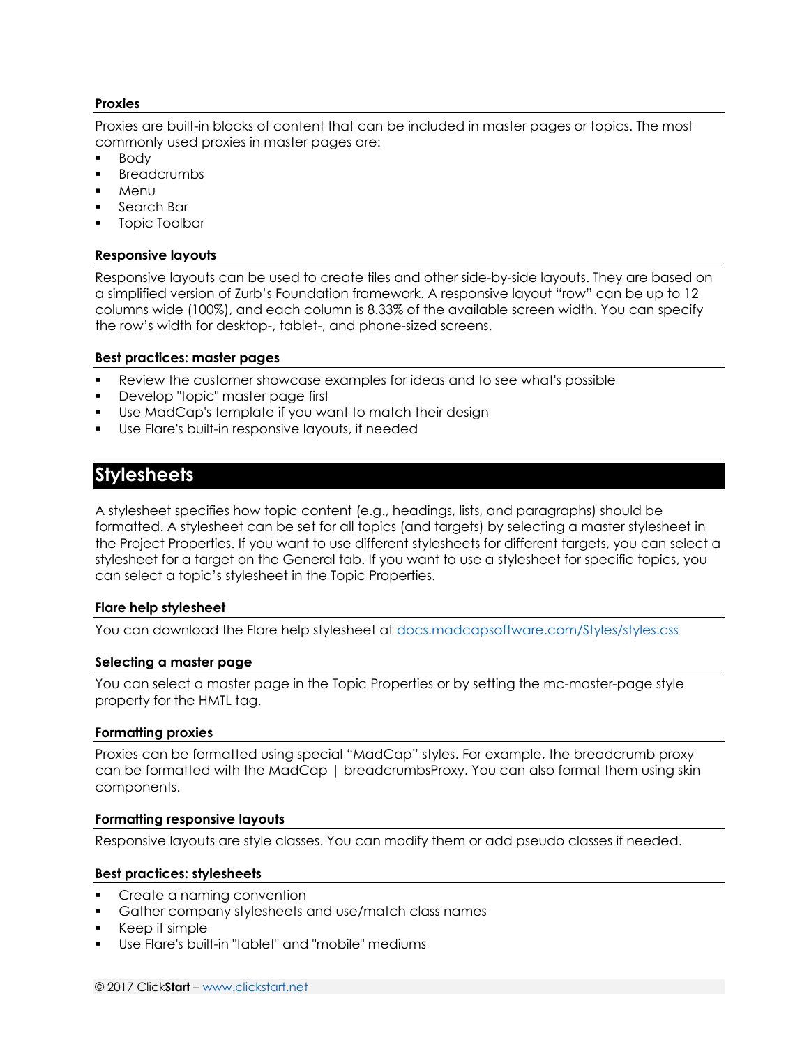### Proxies

Proxies are built-in blocks of content that can be included in master pages or topics. The most commonly used proxies in master pages are:

- Body
- Breadcrumbs
- Menu
- Search Bar
- Topic Toolbar

### Responsive layouts

Responsive layouts can be used to create tiles and other side-by-side layouts. They are based on a simplified version of Zurb's Foundation framework. A responsive layout "row" can be up to 12 columns wide (100%), and each column is 8.33% of the available screen width. You can specify the row's width for desktop-, tablet-, and phone-sized screens.

### Best practices: master pages

- Review the customer showcase examples for ideas and to see what's possible
- Develop "topic" master page first
- Use MadCap's template if you want to match their design
- Use Flare's built-in responsive layouts, if needed

## Stylesheets

A stylesheet specifies how topic content (e.g., headings, lists, and paragraphs) should be formatted. A stylesheet can be set for all topics (and targets) by selecting a master stylesheet in the Project Properties. If you want to use different stylesheets for different targets, you can select a stylesheet for a target on the General tab. If you want to use a stylesheet for specific topics, you can select a topic's stylesheet in the Topic Properties.

### Flare help stylesheet

You can download the Flare help stylesheet at docs.madcapsoftware.com/Styles/styles.css

### Selecting a master page

You can select a master page in the Topic Properties or by setting the mc-master-page style property for the HMTL tag.

### Formatting proxies

Proxies can be formatted using special "MadCap" styles. For example, the breadcrumb proxy can be formatted with the MadCap | breadcrumbsProxy. You can also format them using skin components.

### Formatting responsive layouts

Responsive layouts are style classes. You can modify them or add pseudo classes if needed.

### Best practices: stylesheets

- Create a naming convention
- Gather company stylesheets and use/match class names
- Keep it simple
- Use Flare's built-in "tablet" and "mobile" mediums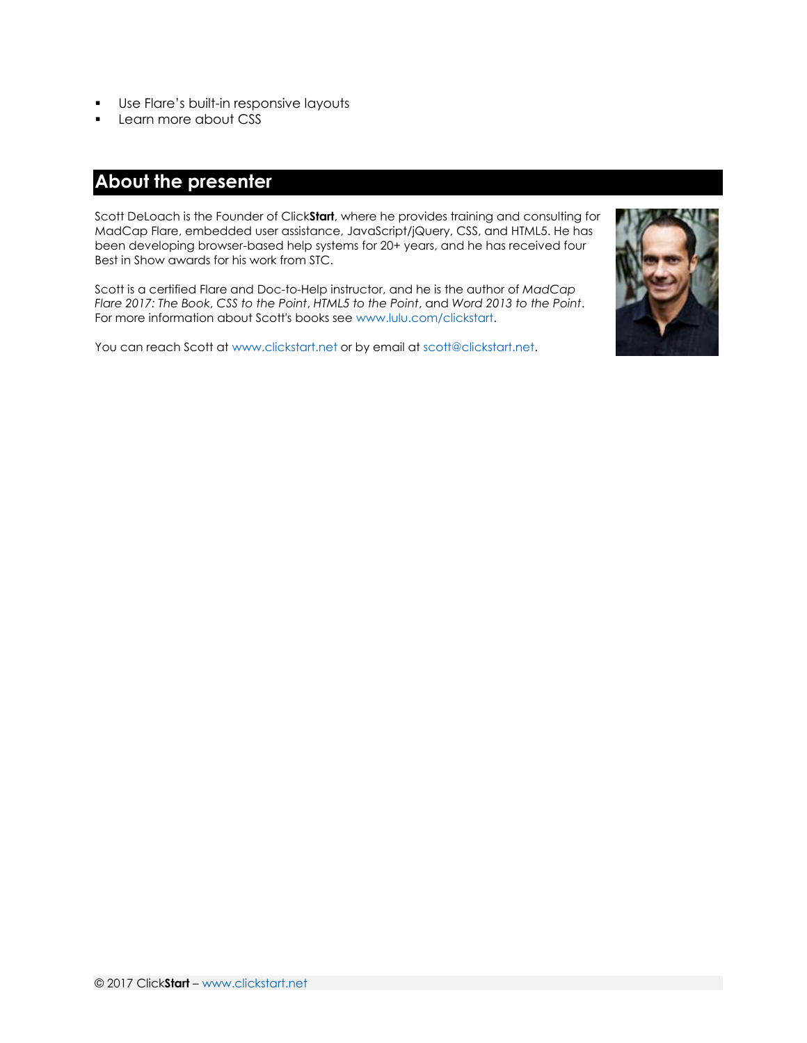- Use Flare's built-in responsive layouts
- Learn more about CSS

## About the presenter

Scott DeLoach is the Founder of Click**Start**, where he provides training and consulting for MadCap Flare, embedded user assistance, JavaScript/jQuery, CSS, and HTML5. He has been developing browser-based help systems for 20+ years, and he has received four Best in Show awards for his work from STC.

Scott is a certified Flare and Doc-to-Help instructor, and he is the author of *MadCap Flare 2017: The Book*, *CSS to the Point*, *HTML5 to the Point*, and *Word 2013 to the Point*. For more information about Scott's books see www.lulu.com/clickstart.

You can reach Scott at www.clickstart.net or by email at scott@clickstart.net.